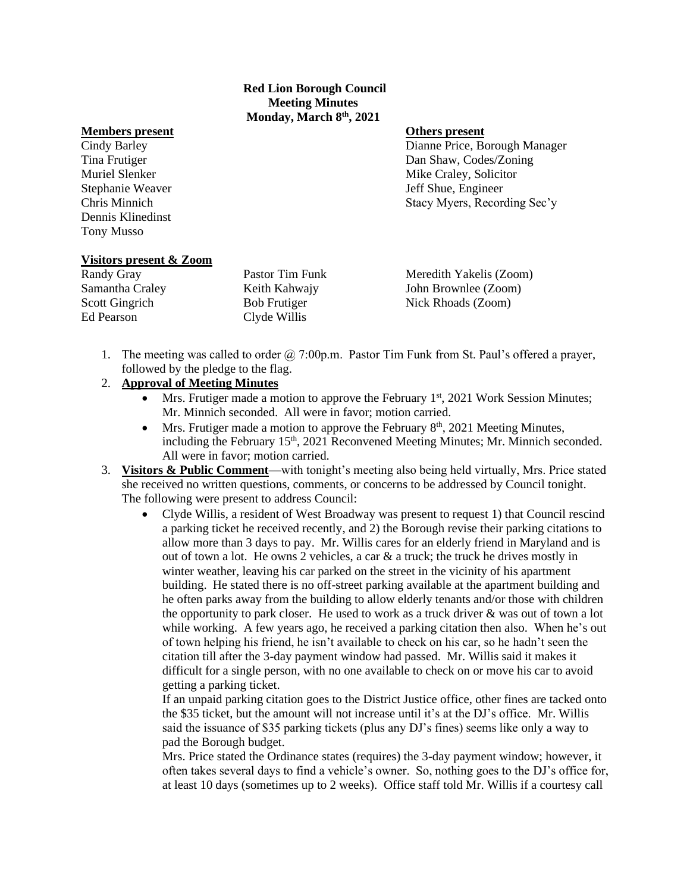**Red Lion Borough Council**
**Meeting Minutes**
**Monday, March 8th, 2021**

**Members present**

Cindy Barley
Tina Frutiger
Muriel Slenker
Stephanie Weaver
Chris Minnich
Dennis Klinedinst
Tony Musso

**Others present**

Dianne Price, Borough Manager
Dan Shaw, Codes/Zoning
Mike Craley, Solicitor
Jeff Shue, Engineer
Stacy Myers, Recording Sec'y

**Visitors present & Zoom**

| | | |
|---|---|---|
| Randy Gray | Pastor Tim Funk | Meredith Yakelis (Zoom) |
| Samantha Craley | Keith Kahwajy | John Brownlee (Zoom) |
| Scott Gingrich | Bob Frutiger | Nick Rhoads (Zoom) |
| Ed Pearson | Clyde Willis | |

1. The meeting was called to order @ 7:00p.m. Pastor Tim Funk from St. Paul's offered a prayer, followed by the pledge to the flag.
2. **Approval of Meeting Minutes**
   - Mrs. Frutiger made a motion to approve the February 1st, 2021 Work Session Minutes; Mr. Minnich seconded. All were in favor; motion carried.
   - Mrs. Frutiger made a motion to approve the February 8th, 2021 Meeting Minutes, including the February 15th, 2021 Reconvened Meeting Minutes; Mr. Minnich seconded. All were in favor; motion carried.
3. **Visitors & Public Comment**—with tonight's meeting also being held virtually, Mrs. Price stated she received no written questions, comments, or concerns to be addressed by Council tonight. The following were present to address Council:
   - Clyde Willis, a resident of West Broadway was present to request 1) that Council rescind a parking ticket he received recently, and 2) the Borough revise their parking citations to allow more than 3 days to pay. Mr. Willis cares for an elderly friend in Maryland and is out of town a lot. He owns 2 vehicles, a car & a truck; the truck he drives mostly in winter weather, leaving his car parked on the street in the vicinity of his apartment building. He stated there is no off-street parking available at the apartment building and he often parks away from the building to allow elderly tenants and/or those with children the opportunity to park closer. He used to work as a truck driver & was out of town a lot while working. A few years ago, he received a parking citation then also. When he's out of town helping his friend, he isn't available to check on his car, so he hadn't seen the citation till after the 3-day payment window had passed. Mr. Willis said it makes it difficult for a single person, with no one available to check on or move his car to avoid getting a parking ticket.

     If an unpaid parking citation goes to the District Justice office, other fines are tacked onto the $35 ticket, but the amount will not increase until it's at the DJ's office. Mr. Willis said the issuance of $35 parking tickets (plus any DJ's fines) seems like only a way to pad the Borough budget.

     Mrs. Price stated the Ordinance states (requires) the 3-day payment window; however, it often takes several days to find a vehicle's owner. So, nothing goes to the DJ's office for, at least 10 days (sometimes up to 2 weeks). Office staff told Mr. Willis if a courtesy call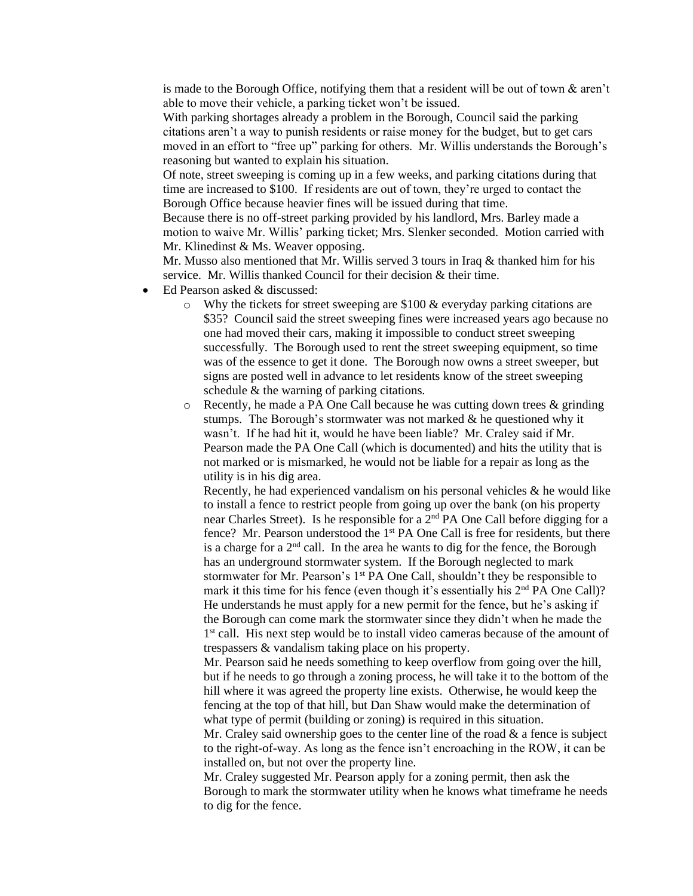is made to the Borough Office, notifying them that a resident will be out of town & aren't able to move their vehicle, a parking ticket won't be issued.

With parking shortages already a problem in the Borough, Council said the parking citations aren't a way to punish residents or raise money for the budget, but to get cars moved in an effort to "free up" parking for others. Mr. Willis understands the Borough's reasoning but wanted to explain his situation.

Of note, street sweeping is coming up in a few weeks, and parking citations during that time are increased to $100. If residents are out of town, they're urged to contact the Borough Office because heavier fines will be issued during that time.

Because there is no off-street parking provided by his landlord, Mrs. Barley made a motion to waive Mr. Willis' parking ticket; Mrs. Slenker seconded. Motion carried with Mr. Klinedinst & Ms. Weaver opposing.

Mr. Musso also mentioned that Mr. Willis served 3 tours in Iraq & thanked him for his service. Mr. Willis thanked Council for their decision & their time.

- Ed Pearson asked & discussed:
  - Why the tickets for street sweeping are $100 & everyday parking citations are $35? Council said the street sweeping fines were increased years ago because no one had moved their cars, making it impossible to conduct street sweeping successfully. The Borough used to rent the street sweeping equipment, so time was of the essence to get it done. The Borough now owns a street sweeper, but signs are posted well in advance to let residents know of the street sweeping schedule & the warning of parking citations.
  - Recently, he made a PA One Call because he was cutting down trees & grinding stumps. The Borough's stormwater was not marked & he questioned why it wasn't. If he had hit it, would he have been liable? Mr. Craley said if Mr. Pearson made the PA One Call (which is documented) and hits the utility that is not marked or is mismarked, he would not be liable for a repair as long as the utility is in his dig area.

    Recently, he had experienced vandalism on his personal vehicles & he would like to install a fence to restrict people from going up over the bank (on his property near Charles Street). Is he responsible for a 2nd PA One Call before digging for a fence? Mr. Pearson understood the 1st PA One Call is free for residents, but there is a charge for a 2nd call. In the area he wants to dig for the fence, the Borough has an underground stormwater system. If the Borough neglected to mark stormwater for Mr. Pearson's 1st PA One Call, shouldn't they be responsible to mark it this time for his fence (even though it's essentially his 2nd PA One Call)? He understands he must apply for a new permit for the fence, but he's asking if the Borough can come mark the stormwater since they didn't when he made the 1st call. His next step would be to install video cameras because of the amount of trespassers & vandalism taking place on his property.

    Mr. Pearson said he needs something to keep overflow from going over the hill, but if he needs to go through a zoning process, he will take it to the bottom of the hill where it was agreed the property line exists. Otherwise, he would keep the fencing at the top of that hill, but Dan Shaw would make the determination of what type of permit (building or zoning) is required in this situation.

    Mr. Craley said ownership goes to the center line of the road & a fence is subject to the right-of-way. As long as the fence isn't encroaching in the ROW, it can be installed on, but not over the property line.

    Mr. Craley suggested Mr. Pearson apply for a zoning permit, then ask the Borough to mark the stormwater utility when he knows what timeframe he needs to dig for the fence.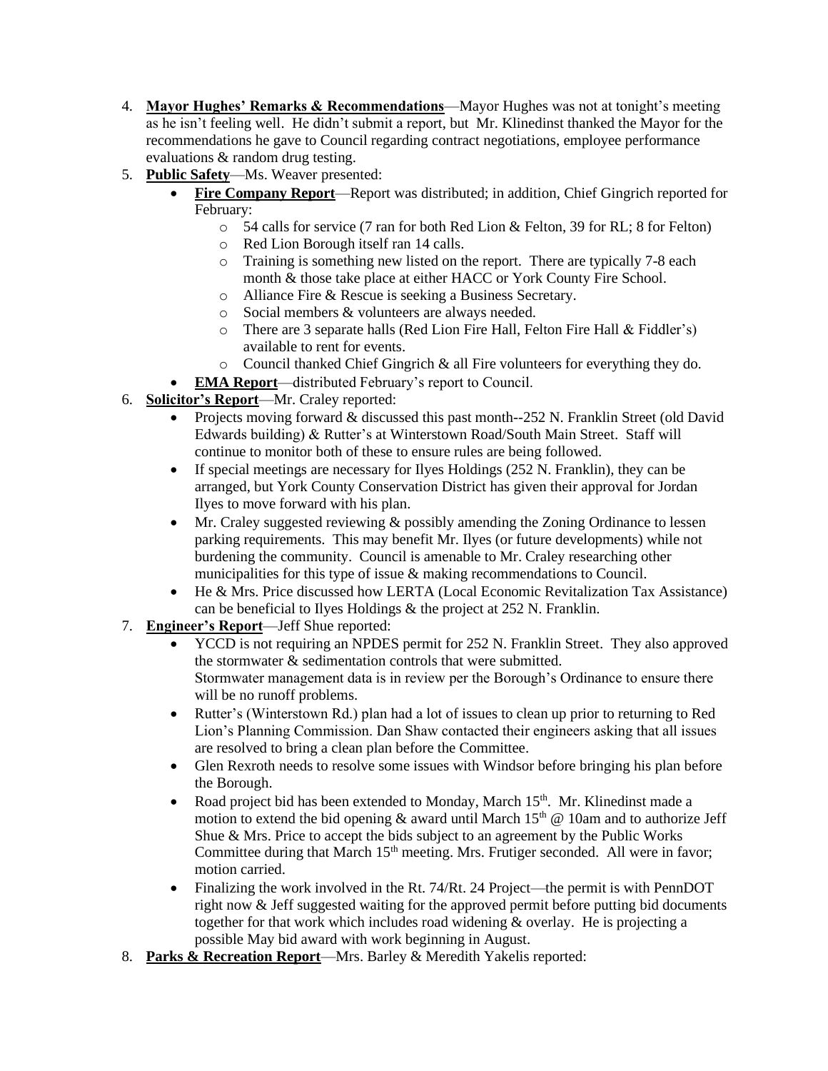4. **Mayor Hughes' Remarks & Recommendations**—Mayor Hughes was not at tonight's meeting as he isn't feeling well. He didn't submit a report, but Mr. Klinedinst thanked the Mayor for the recommendations he gave to Council regarding contract negotiations, employee performance evaluations & random drug testing.
5. **Public Safety**—Ms. Weaver presented:
   - **Fire Company Report**—Report was distributed; in addition, Chief Gingrich reported for February:
     - 54 calls for service (7 ran for both Red Lion & Felton, 39 for RL; 8 for Felton)
     - Red Lion Borough itself ran 14 calls.
     - Training is something new listed on the report. There are typically 7-8 each month & those take place at either HACC or York County Fire School.
     - Alliance Fire & Rescue is seeking a Business Secretary.
     - Social members & volunteers are always needed.
     - There are 3 separate halls (Red Lion Fire Hall, Felton Fire Hall & Fiddler's) available to rent for events.
     - Council thanked Chief Gingrich & all Fire volunteers for everything they do.
   - **EMA Report**—distributed February's report to Council.
6. **Solicitor's Report**—Mr. Craley reported:
   - Projects moving forward & discussed this past month--252 N. Franklin Street (old David Edwards building) & Rutter's at Winterstown Road/South Main Street. Staff will continue to monitor both of these to ensure rules are being followed.
   - If special meetings are necessary for Ilyes Holdings (252 N. Franklin), they can be arranged, but York County Conservation District has given their approval for Jordan Ilyes to move forward with his plan.
   - Mr. Craley suggested reviewing & possibly amending the Zoning Ordinance to lessen parking requirements. This may benefit Mr. Ilyes (or future developments) while not burdening the community. Council is amenable to Mr. Craley researching other municipalities for this type of issue & making recommendations to Council.
   - He & Mrs. Price discussed how LERTA (Local Economic Revitalization Tax Assistance) can be beneficial to Ilyes Holdings & the project at 252 N. Franklin.
7. **Engineer's Report**—Jeff Shue reported:
   - YCCD is not requiring an NPDES permit for 252 N. Franklin Street. They also approved the stormwater & sedimentation controls that were submitted.
     Stormwater management data is in review per the Borough's Ordinance to ensure there will be no runoff problems.
   - Rutter's (Winterstown Rd.) plan had a lot of issues to clean up prior to returning to Red Lion's Planning Commission. Dan Shaw contacted their engineers asking that all issues are resolved to bring a clean plan before the Committee.
   - Glen Rexroth needs to resolve some issues with Windsor before bringing his plan before the Borough.
   - Road project bid has been extended to Monday, March 15th. Mr. Klinedinst made a motion to extend the bid opening & award until March 15th @ 10am and to authorize Jeff Shue & Mrs. Price to accept the bids subject to an agreement by the Public Works Committee during that March 15th meeting. Mrs. Frutiger seconded. All were in favor; motion carried.
   - Finalizing the work involved in the Rt. 74/Rt. 24 Project—the permit is with PennDOT right now & Jeff suggested waiting for the approved permit before putting bid documents together for that work which includes road widening & overlay. He is projecting a possible May bid award with work beginning in August.
8. **Parks & Recreation Report**—Mrs. Barley & Meredith Yakelis reported: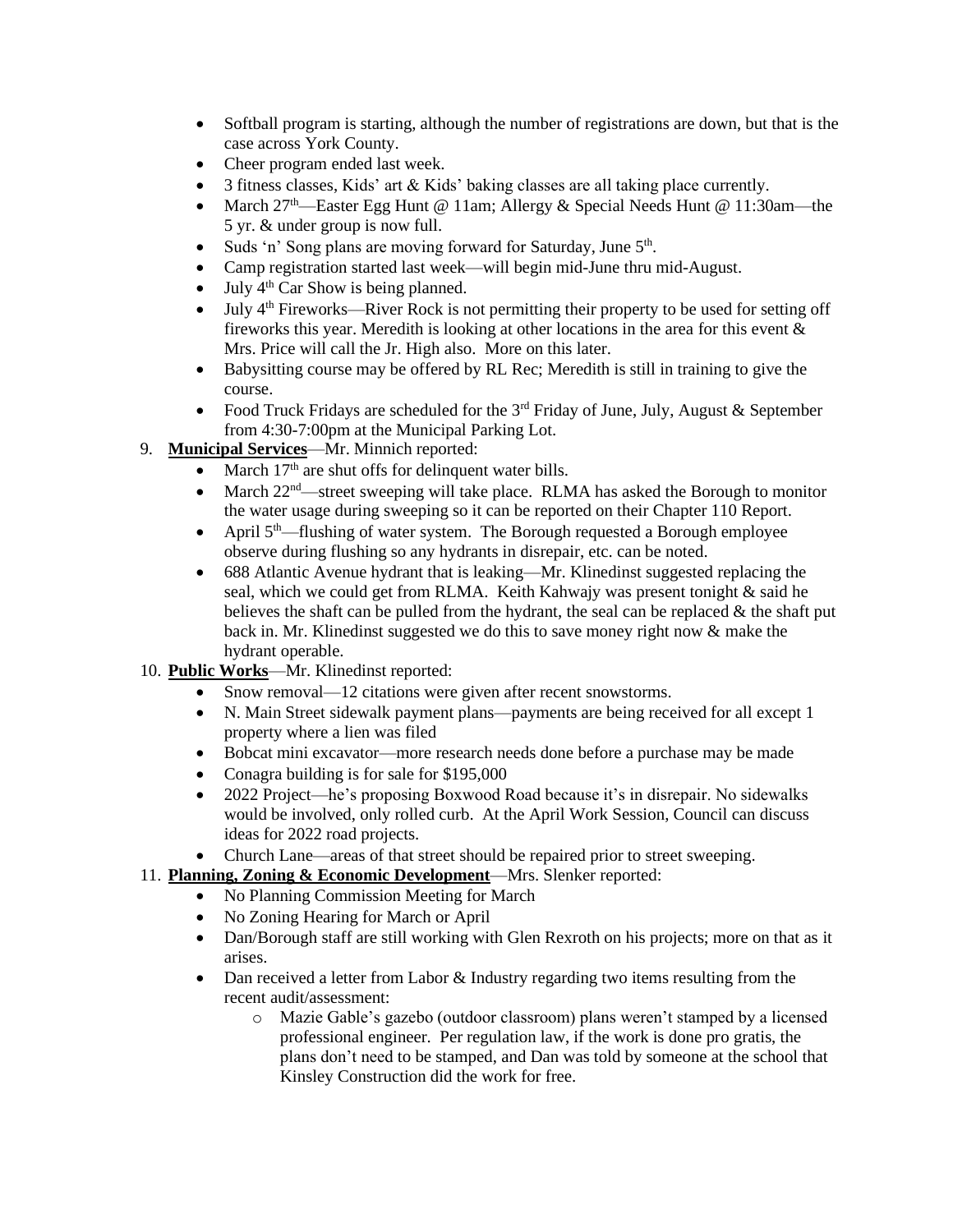- Softball program is starting, although the number of registrations are down, but that is the case across York County.
- Cheer program ended last week.
- 3 fitness classes, Kids' art & Kids' baking classes are all taking place currently.
- March 27th—Easter Egg Hunt @ 11am; Allergy & Special Needs Hunt @ 11:30am—the 5 yr. & under group is now full.
- Suds 'n' Song plans are moving forward for Saturday, June 5th.
- Camp registration started last week—will begin mid-June thru mid-August.
- July 4th Car Show is being planned.
- July 4th Fireworks—River Rock is not permitting their property to be used for setting off fireworks this year. Meredith is looking at other locations in the area for this event & Mrs. Price will call the Jr. High also. More on this later.
- Babysitting course may be offered by RL Rec; Meredith is still in training to give the course.
- Food Truck Fridays are scheduled for the 3rd Friday of June, July, August & September from 4:30-7:00pm at the Municipal Parking Lot.

9. **Municipal Services**—Mr. Minnich reported:
   - March 17th are shut offs for delinquent water bills.
   - March 22nd—street sweeping will take place. RLMA has asked the Borough to monitor the water usage during sweeping so it can be reported on their Chapter 110 Report.
   - April 5th—flushing of water system. The Borough requested a Borough employee observe during flushing so any hydrants in disrepair, etc. can be noted.
   - 688 Atlantic Avenue hydrant that is leaking—Mr. Klinedinst suggested replacing the seal, which we could get from RLMA. Keith Kahwajy was present tonight & said he believes the shaft can be pulled from the hydrant, the seal can be replaced & the shaft put back in. Mr. Klinedinst suggested we do this to save money right now & make the hydrant operable.

10. **Public Works**—Mr. Klinedinst reported:
    - Snow removal—12 citations were given after recent snowstorms.
    - N. Main Street sidewalk payment plans—payments are being received for all except 1 property where a lien was filed
    - Bobcat mini excavator—more research needs done before a purchase may be made
    - Conagra building is for sale for $195,000
    - 2022 Project—he's proposing Boxwood Road because it's in disrepair. No sidewalks would be involved, only rolled curb. At the April Work Session, Council can discuss ideas for 2022 road projects.
    - Church Lane—areas of that street should be repaired prior to street sweeping.

11. **Planning, Zoning & Economic Development**—Mrs. Slenker reported:
    - No Planning Commission Meeting for March
    - No Zoning Hearing for March or April
    - Dan/Borough staff are still working with Glen Rexroth on his projects; more on that as it arises.
    - Dan received a letter from Labor & Industry regarding two items resulting from the recent audit/assessment:
      - Mazie Gable's gazebo (outdoor classroom) plans weren't stamped by a licensed professional engineer. Per regulation law, if the work is done pro gratis, the plans don't need to be stamped, and Dan was told by someone at the school that Kinsley Construction did the work for free.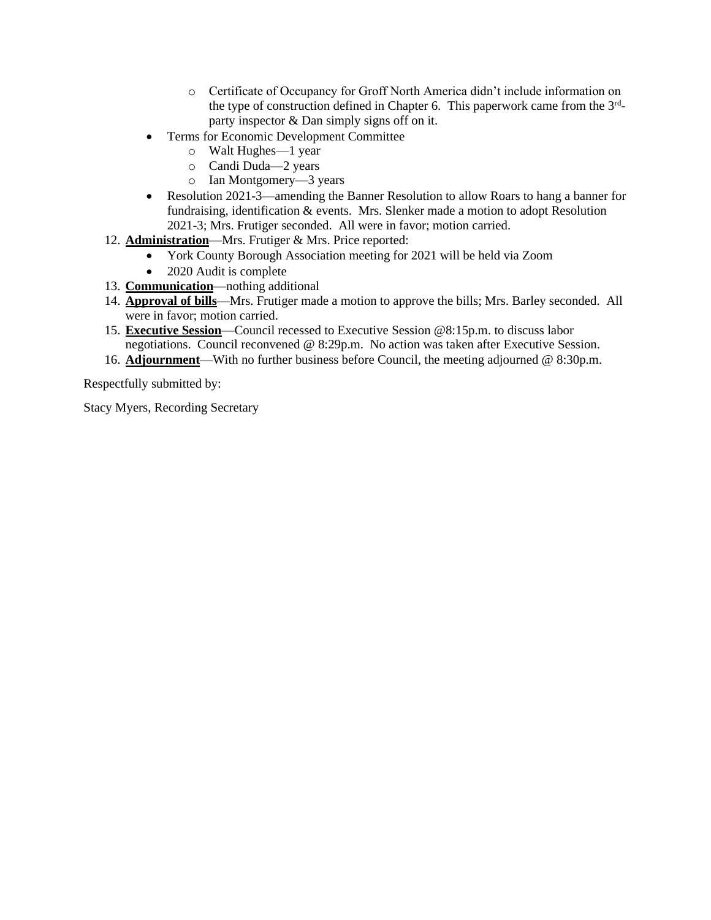- Certificate of Occupancy for Groff North America didn't include information on the type of construction defined in Chapter 6. This paperwork came from the 3rd-party inspector & Dan simply signs off on it.
- Terms for Economic Development Committee
   - Walt Hughes—1 year
   - Candi Duda—2 years
   - Ian Montgomery—3 years
- Resolution 2021-3—amending the Banner Resolution to allow Roars to hang a banner for fundraising, identification & events. Mrs. Slenker made a motion to adopt Resolution 2021-3; Mrs. Frutiger seconded. All were in favor; motion carried.

12. **Administration**—Mrs. Frutiger & Mrs. Price reported:
    - York County Borough Association meeting for 2021 will be held via Zoom
    - 2020 Audit is complete
13. **Communication**—nothing additional
14. **Approval of bills**—Mrs. Frutiger made a motion to approve the bills; Mrs. Barley seconded. All were in favor; motion carried.
15. **Executive Session**—Council recessed to Executive Session @8:15p.m. to discuss labor negotiations. Council reconvened @ 8:29p.m. No action was taken after Executive Session.
16. **Adjournment**—With no further business before Council, the meeting adjourned @ 8:30p.m.

Respectfully submitted by:

Stacy Myers, Recording Secretary